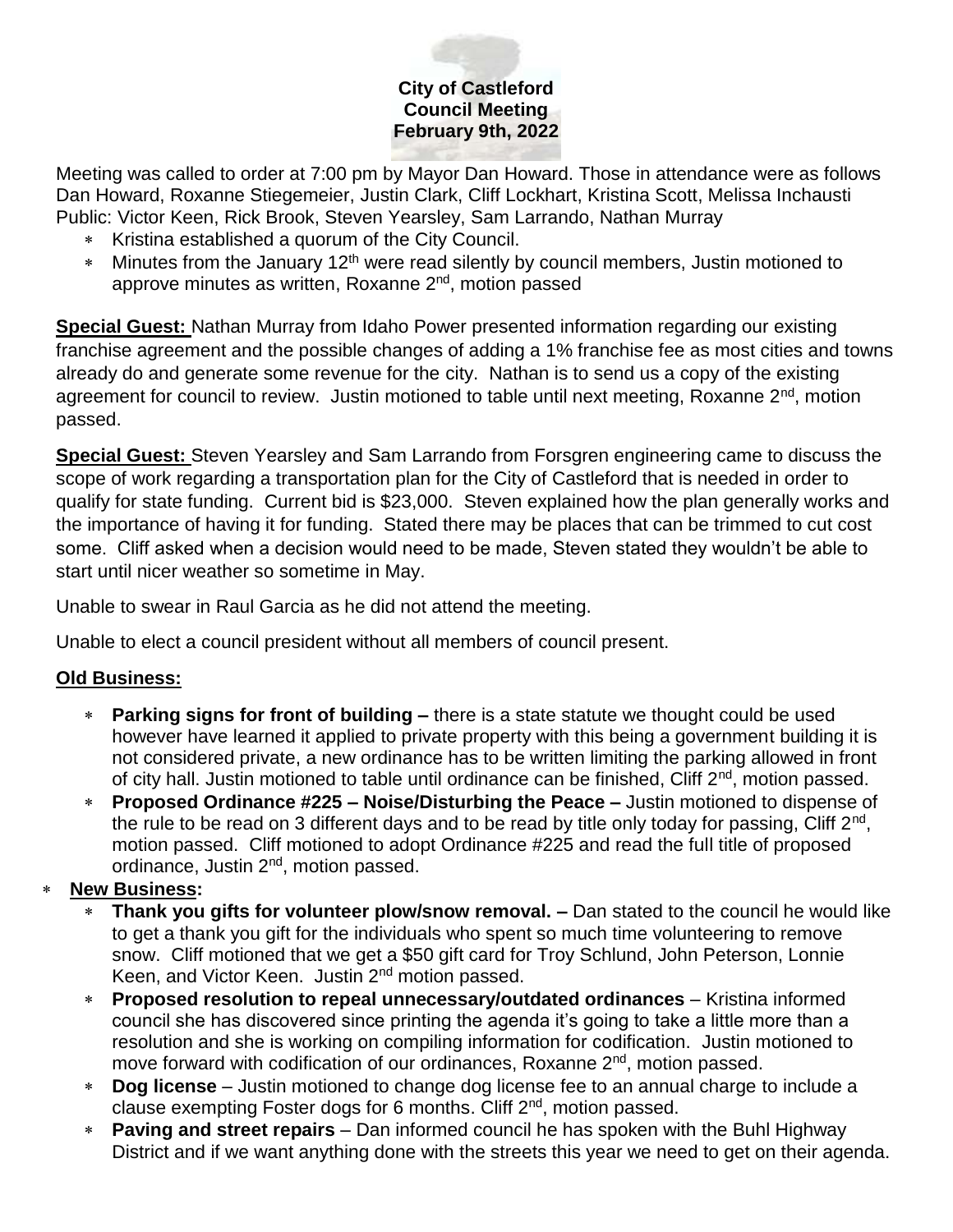**City of Castleford**
**Council Meeting**
**February 9th, 2022**

Meeting was called to order at 7:00 pm by Mayor Dan Howard. Those in attendance were as follows Dan Howard, Roxanne Stiegemeier, Justin Clark, Cliff Lockhart, Kristina Scott, Melissa Inchausti
Public: Victor Keen, Rick Brook, Steven Yearsley, Sam Larrando, Nathan Murray

- Kristina established a quorum of the City Council.
- Minutes from the January 12th were read silently by council members, Justin motioned to approve minutes as written, Roxanne 2nd, motion passed

**Special Guest:** Nathan Murray from Idaho Power presented information regarding our existing franchise agreement and the possible changes of adding a 1% franchise fee as most cities and towns already do and generate some revenue for the city. Nathan is to send us a copy of the existing agreement for council to review. Justin motioned to table until next meeting, Roxanne 2nd, motion passed.

**Special Guest:** Steven Yearsley and Sam Larrando from Forsgren engineering came to discuss the scope of work regarding a transportation plan for the City of Castleford that is needed in order to qualify for state funding. Current bid is $23,000. Steven explained how the plan generally works and the importance of having it for funding. Stated there may be places that can be trimmed to cut cost some. Cliff asked when a decision would need to be made, Steven stated they wouldn't be able to start until nicer weather so sometime in May.

Unable to swear in Raul Garcia as he did not attend the meeting.

Unable to elect a council president without all members of council present.

**Old Business:**

- **Parking signs for front of building –** there is a state statute we thought could be used however have learned it applied to private property with this being a government building it is not considered private, a new ordinance has to be written limiting the parking allowed in front of city hall. Justin motioned to table until ordinance can be finished, Cliff 2nd, motion passed.
- **Proposed Ordinance #225 – Noise/Disturbing the Peace –** Justin motioned to dispense of the rule to be read on 3 different days and to be read by title only today for passing, Cliff 2nd, motion passed. Cliff motioned to adopt Ordinance #225 and read the full title of proposed ordinance, Justin 2nd, motion passed.

**New Business:**

- **Thank you gifts for volunteer plow/snow removal. –** Dan stated to the council he would like to get a thank you gift for the individuals who spent so much time volunteering to remove snow. Cliff motioned that we get a $50 gift card for Troy Schlund, John Peterson, Lonnie Keen, and Victor Keen. Justin 2nd motion passed.
- **Proposed resolution to repeal unnecessary/outdated ordinances** – Kristina informed council she has discovered since printing the agenda it's going to take a little more than a resolution and she is working on compiling information for codification. Justin motioned to move forward with codification of our ordinances, Roxanne 2nd, motion passed.
- **Dog license** – Justin motioned to change dog license fee to an annual charge to include a clause exempting Foster dogs for 6 months. Cliff 2nd, motion passed.
- **Paving and street repairs** – Dan informed council he has spoken with the Buhl Highway District and if we want anything done with the streets this year we need to get on their agenda.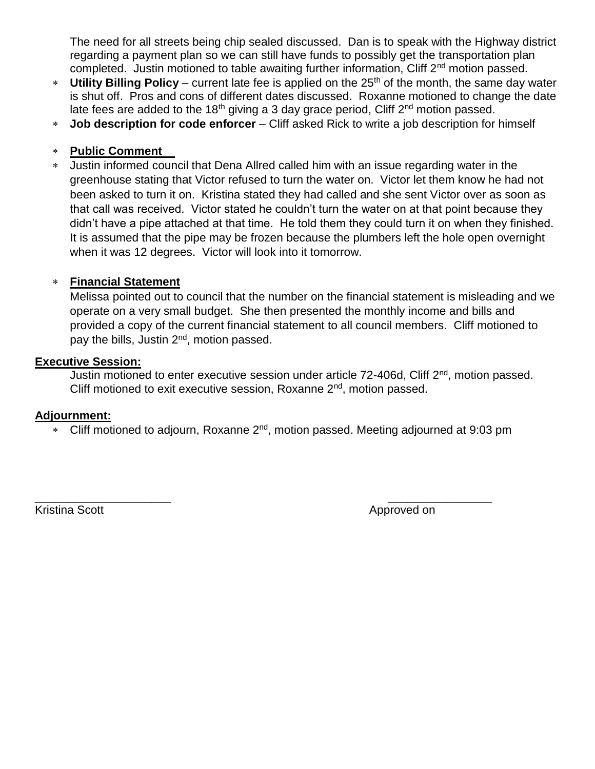The need for all streets being chip sealed discussed. Dan is to speak with the Highway district regarding a payment plan so we can still have funds to possibly get the transportation plan completed. Justin motioned to table awaiting further information, Cliff 2nd motion passed.

- **Utility Billing Policy** – current late fee is applied on the 25th of the month, the same day water is shut off. Pros and cons of different dates discussed. Roxanne motioned to change the date late fees are added to the 18th giving a 3 day grace period, Cliff 2nd motion passed.
- **Job description for code enforcer** – Cliff asked Rick to write a job description for himself

- **Public Comment**
- Justin informed council that Dena Allred called him with an issue regarding water in the greenhouse stating that Victor refused to turn the water on. Victor let them know he had not been asked to turn it on. Kristina stated they had called and she sent Victor over as soon as that call was received. Victor stated he couldn't turn the water on at that point because they didn't have a pipe attached at that time. He told them they could turn it on when they finished. It is assumed that the pipe may be frozen because the plumbers left the hole open overnight when it was 12 degrees. Victor will look into it tomorrow.

- **Financial Statement**

  Melissa pointed out to council that the number on the financial statement is misleading and we operate on a very small budget. She then presented the monthly income and bills and provided a copy of the current financial statement to all council members. Cliff motioned to pay the bills, Justin 2nd, motion passed.

**Executive Session:**

Justin motioned to enter executive session under article 72-406d, Cliff 2nd, motion passed.
Cliff motioned to exit executive session, Roxanne 2nd, motion passed.

**Adjournment:**

- Cliff motioned to adjourn, Roxanne 2nd, motion passed. Meeting adjourned at 9:03 pm

_____________________ _________________

Kristina Scott Approved on